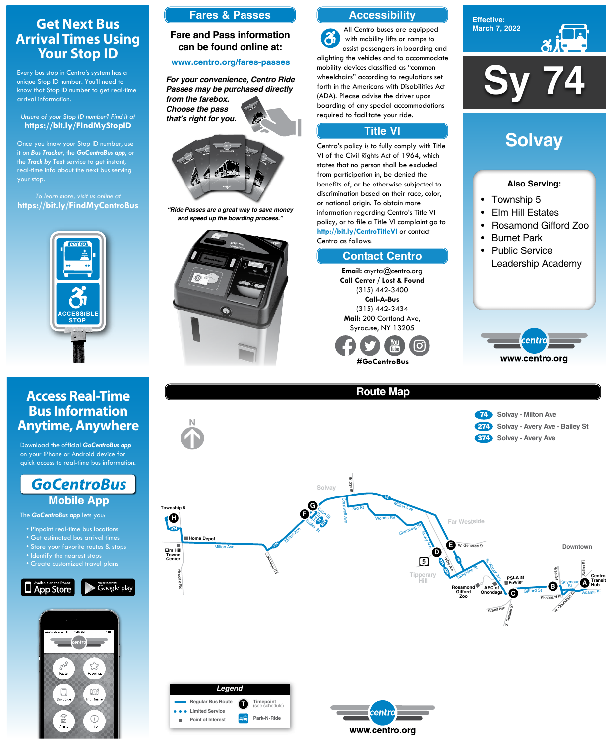# Get Next Bus Arrival Times Using Your Stop ID

Every bus stop in Centro's system has a unique Stop ID number. You'll need to know that Stop ID number to get real-time arrival information.

*Unsure of your Stop ID number? Find it at*
**https://bit.ly/FindMyStopID**

Once you know your Stop ID number, use it on ***Bus Tracker***, the ***GoCentroBus app***, or the ***Track by Text*** service to get instant, real-time info about the next bus serving your stop.

*To learn more, visit us online at*
**https://bit.ly/FindMyCentroBus**

centro
ACCESSIBLE STOP

## Fares & Passes

**Fare and Pass information can be found online at:**

**www.centro.org/fares-passes**

***For your convenience, Centro Ride Passes may be purchased directly from the farebox. Choose the pass that's right for you.***

***"Ride Passes are a great way to save money and speed up the boarding process."***

## Accessibility

All Centro buses are equipped with mobility lifts or ramps to assist passengers in boarding and alighting the vehicles and to accommodate mobility devices classified as "common wheelchairs" according to regulations set forth in the Americans with Disabilities Act (ADA). Please advise the driver upon boarding of any special accommodations required to facilitate your ride.

## Title VI

Centro's policy is to fully comply with Title VI of the Civil Rights Act of 1964, which states that no person shall be excluded from participation in, be denied the benefits of, or be otherwise subjected to discrimination based on their race, color, or national origin. To obtain more information regarding Centro's Title VI policy, or to file a Title VI complaint go to **http://bit.ly/CentroTitleVI** or contact Centro as follows:

## Contact Centro

**Email:** cnyrta@centro.org
**Call Center / Lost & Found**
(315) 442-3400
**Call-A-Bus**
(315) 442-3434
**Mail:** 200 Cortland Ave, Syracuse, NY 13205

**#GoCentroBus**

**Effective: March 7, 2022**

# Sy 74

## Solvay

**Also Serving:**

- Township 5
- Elm Hill Estates
- Rosamond Gifford Zoo
- Burnet Park
- Public Service Leadership Academy

**www.centro.org**

# Access Real-Time Bus Information Anytime, Anywhere

Download the official ***GoCentroBus app*** on your iPhone or Android device for quick access to real-time bus information.

## GoCentroBus Mobile App

The ***GoCentroBus app*** lets you:

- Pinpoint real-time bus locations
- Get estimated bus arrival times
- Store your favorite routes & stops
- Identify the nearest stops
- Create customized travel plans

Available on the iPhone App Store | Android App on Google play

## Route Map

- **74** Solvay - Milton Ave
- **274** Solvay - Avery Ave - Bailey St
- **374** Solvay - Avery Ave

**Legend**

- Regular Bus Route
- Limited Service
- Point of Interest
- Timepoint (see schedule)
- Park-N-Ride

**www.centro.org**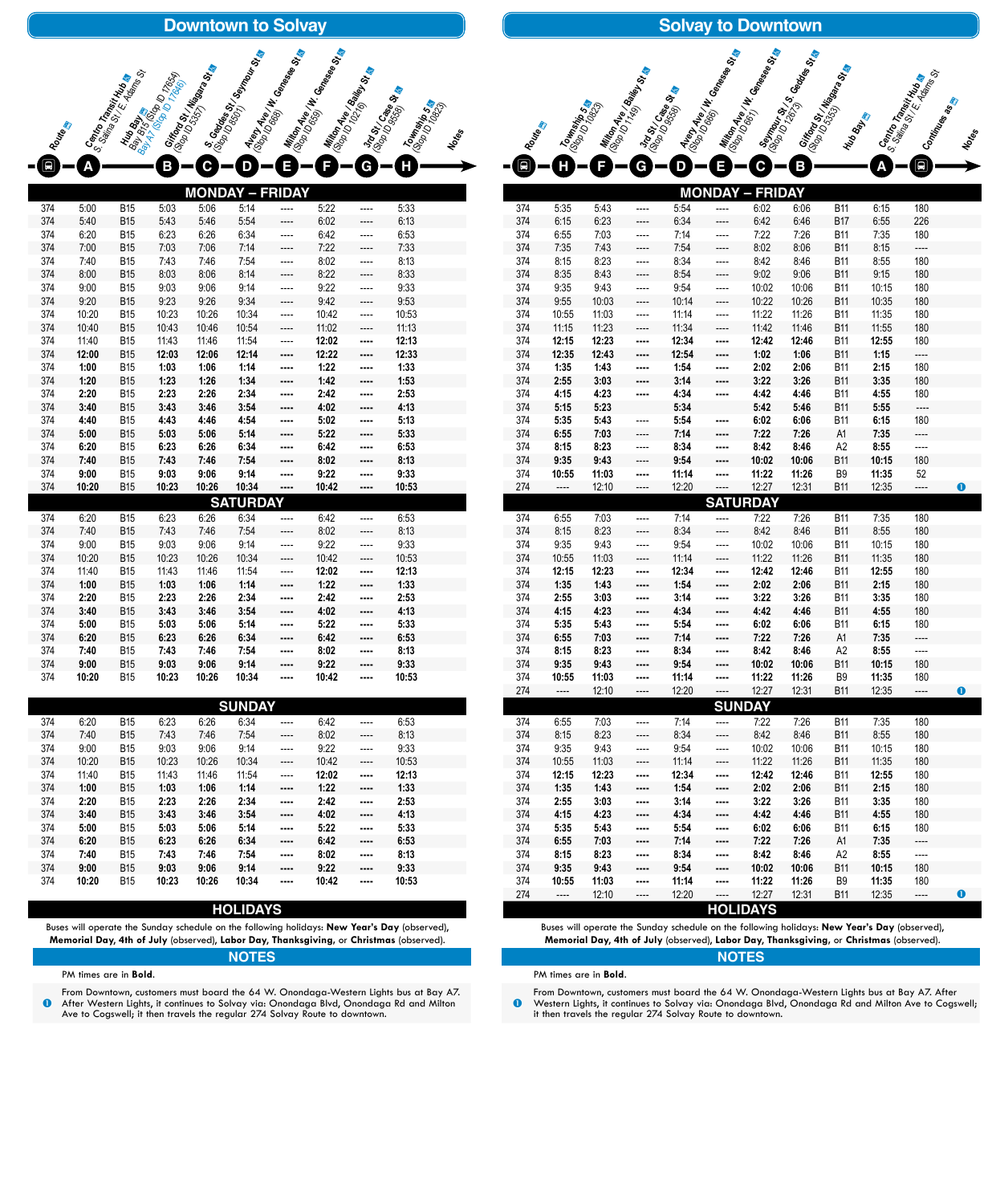## Downtown to Solvay

| Route | A: Centro Transit Hub S. Salina St / E. Adams St | Hub Bay (Bay B15 (Stop ID 17654) / Bay A7 (Stop ID 17646)) | B: Gifford St / Niagara St (Stop ID 5357) | C: S. Geddes St / Seymour St (Stop ID 8501) | D: Avery Ave / W. Genesee St (Stop ID 668) | E: Milton Ave / W. Genesee St (Stop ID 659) | F: Milton Ave / Bailey St (Stop ID 10216) | G: 3rd St / Case St (Stop ID 9538) | H: Township 5 (Stop ID 10623) | Notes |
|---|---|---|---|---|---|---|---|---|---|---|
| **MONDAY – FRIDAY** | | | | | | | | | | |
| 374 | 5:00 | B15 | 5:03 | 5:06 | 5:14 | ---- | 5:22 | ---- | 5:33 | |
| 374 | 5:40 | B15 | 5:43 | 5:46 | 5:54 | ---- | 6:02 | ---- | 6:13 | |
| 374 | 6:20 | B15 | 6:23 | 6:26 | 6:34 | ---- | 6:42 | ---- | 6:53 | |
| 374 | 7:00 | B15 | 7:03 | 7:06 | 7:14 | ---- | 7:22 | ---- | 7:33 | |
| 374 | 7:40 | B15 | 7:43 | 7:46 | 7:54 | ---- | 8:02 | ---- | 8:13 | |
| 374 | 8:00 | B15 | 8:03 | 8:06 | 8:14 | ---- | 8:22 | ---- | 8:33 | |
| 374 | 9:00 | B15 | 9:03 | 9:06 | 9:14 | ---- | 9:22 | ---- | 9:33 | |
| 374 | 9:20 | B15 | 9:23 | 9:26 | 9:34 | ---- | 9:42 | ---- | 9:53 | |
| 374 | 10:20 | B15 | 10:23 | 10:26 | 10:34 | ---- | 10:42 | ---- | 10:53 | |
| 374 | 10:40 | B15 | 10:43 | 10:46 | 10:54 | ---- | 11:02 | ---- | 11:13 | |
| 374 | 11:40 | B15 | 11:43 | 11:46 | 11:54 | ---- | **12:02** | ---- | **12:13** | |
| 374 | **12:00** | B15 | **12:03** | **12:06** | **12:14** | ---- | **12:22** | ---- | **12:33** | |
| 374 | **1:00** | B15 | **1:03** | **1:06** | **1:14** | ---- | **1:22** | ---- | **1:33** | |
| 374 | **1:20** | B15 | **1:23** | **1:26** | **1:34** | ---- | **1:42** | ---- | **1:53** | |
| 374 | **2:20** | B15 | **2:23** | **2:26** | **2:34** | ---- | **2:42** | ---- | **2:53** | |
| 374 | **3:40** | B15 | **3:43** | **3:46** | **3:54** | ---- | **4:02** | ---- | **4:13** | |
| 374 | **4:40** | B15 | **4:43** | **4:46** | **4:54** | ---- | **5:02** | ---- | **5:13** | |
| 374 | **5:00** | B15 | **5:03** | **5:06** | **5:14** | ---- | **5:22** | ---- | **5:33** | |
| 374 | **6:20** | B15 | **6:23** | **6:26** | **6:34** | ---- | **6:42** | ---- | **6:53** | |
| 374 | **7:40** | B15 | **7:43** | **7:46** | **7:54** | ---- | **8:02** | ---- | **8:13** | |
| 374 | **9:00** | B15 | **9:03** | **9:06** | **9:14** | ---- | **9:22** | ---- | **9:33** | |
| 374 | **10:20** | B15 | **10:23** | **10:26** | **10:34** | ---- | **10:42** | ---- | **10:53** | |
| **SATURDAY** | | | | | | | | | | |
| 374 | 6:20 | B15 | 6:23 | 6:26 | 6:34 | ---- | 6:42 | ---- | 6:53 | |
| 374 | 7:40 | B15 | 7:43 | 7:46 | 7:54 | ---- | 8:02 | ---- | 8:13 | |
| 374 | 9:00 | B15 | 9:03 | 9:06 | 9:14 | ---- | 9:22 | ---- | 9:33 | |
| 374 | 10:20 | B15 | 10:23 | 10:26 | 10:34 | ---- | 10:42 | ---- | 10:53 | |
| 374 | 11:40 | B15 | 11:43 | 11:46 | 11:54 | ---- | **12:02** | ---- | **12:13** | |
| 374 | **1:00** | B15 | **1:03** | **1:06** | **1:14** | ---- | **1:22** | ---- | **1:33** | |
| 374 | **2:20** | B15 | **2:23** | **2:26** | **2:34** | ---- | **2:42** | ---- | **2:53** | |
| 374 | **3:40** | B15 | **3:43** | **3:46** | **3:54** | ---- | **4:02** | ---- | **4:13** | |
| 374 | **5:00** | B15 | **5:03** | **5:06** | **5:14** | ---- | **5:22** | ---- | **5:33** | |
| 374 | **6:20** | B15 | **6:23** | **6:26** | **6:34** | ---- | **6:42** | ---- | **6:53** | |
| 374 | **7:40** | B15 | **7:43** | **7:46** | **7:54** | ---- | **8:02** | ---- | **8:13** | |
| 374 | **9:00** | B15 | **9:03** | **9:06** | **9:14** | ---- | **9:22** | ---- | **9:33** | |
| 374 | **10:20** | B15 | **10:23** | **10:26** | **10:34** | ---- | **10:42** | ---- | **10:53** | |
| **SUNDAY** | | | | | | | | | | |
| 374 | 6:20 | B15 | 6:23 | 6:26 | 6:34 | ---- | 6:42 | ---- | 6:53 | |
| 374 | 7:40 | B15 | 7:43 | 7:46 | 7:54 | ---- | 8:02 | ---- | 8:13 | |
| 374 | 9:00 | B15 | 9:03 | 9:06 | 9:14 | ---- | 9:22 | ---- | 9:33 | |
| 374 | 10:20 | B15 | 10:23 | 10:26 | 10:34 | ---- | 10:42 | ---- | 10:53 | |
| 374 | 11:40 | B15 | 11:43 | 11:46 | 11:54 | ---- | **12:02** | ---- | **12:13** | |
| 374 | **1:00** | B15 | **1:03** | **1:06** | **1:14** | ---- | **1:22** | ---- | **1:33** | |
| 374 | **2:20** | B15 | **2:23** | **2:26** | **2:34** | ---- | **2:42** | ---- | **2:53** | |
| 374 | **3:40** | B15 | **3:43** | **3:46** | **3:54** | ---- | **4:02** | ---- | **4:13** | |
| 374 | **5:00** | B15 | **5:03** | **5:06** | **5:14** | ---- | **5:22** | ---- | **5:33** | |
| 374 | **6:20** | B15 | **6:23** | **6:26** | **6:34** | ---- | **6:42** | ---- | **6:53** | |
| 374 | **7:40** | B15 | **7:43** | **7:46** | **7:54** | ---- | **8:02** | ---- | **8:13** | |
| 374 | **9:00** | B15 | **9:03** | **9:06** | **9:14** | ---- | **9:22** | ---- | **9:33** | |
| 374 | **10:20** | B15 | **10:23** | **10:26** | **10:34** | ---- | **10:42** | ---- | **10:53** | |

### HOLIDAYS

Buses will operate the Sunday schedule on the following holidays: **New Year's Day** (observed), **Memorial Day, 4th of July** (observed), **Labor Day, Thanksgiving,** or **Christmas** (observed).

### NOTES

PM times are in **Bold**.

1. From Downtown, customers must board the 64 W. Onondaga-Western Lights bus at Bay A7. After Western Lights, it continues to Solvay via: Onondaga Blvd, Onondaga Rd and Milton Ave to Cogswell; it then travels the regular 274 Solvay Route to downtown.

## Solvay to Downtown

| Route | H: Township 5 (Stop ID 10623) | F: Milton Ave / Bailey St (Stop ID 1149) | G: 3rd St / Case St (Stop ID 9538) | D: Avery Ave / W. Genesee St (Stop ID 666) | E: Milton Ave / W. Genesee St (Stop ID 661) | C: Seymour St / S. Geddes St (Stop ID 12673) | B: Gifford St / Niagara St (Stop ID 5353) | Hub Bay | A: Centro Transit Hub S. Salina St / E. Adams St | Continues as | Notes |
|---|---|---|---|---|---|---|---|---|---|---|---|
| **MONDAY – FRIDAY** | | | | | | | | | | | |
| 374 | 5:35 | 5:43 | ---- | 5:54 | ---- | 6:02 | 6:06 | B11 | 6:15 | 180 | |
| 374 | 6:15 | 6:23 | ---- | 6:34 | ---- | 6:42 | 6:46 | B17 | 6:55 | 226 | |
| 374 | 6:55 | 7:03 | ---- | 7:14 | ---- | 7:22 | 7:26 | B11 | 7:35 | 180 | |
| 374 | 7:35 | 7:43 | ---- | 7:54 | ---- | 8:02 | 8:06 | B11 | 8:15 | ---- | |
| 374 | 8:15 | 8:23 | ---- | 8:34 | ---- | 8:42 | 8:46 | B11 | 8:55 | 180 | |
| 374 | 8:35 | 8:43 | ---- | 8:54 | ---- | 9:02 | 9:06 | B11 | 9:15 | 180 | |
| 374 | 9:35 | 9:43 | ---- | 9:54 | ---- | 10:02 | 10:06 | B11 | 10:15 | 180 | |
| 374 | 9:55 | 10:03 | ---- | 10:14 | ---- | 10:22 | 10:26 | B11 | 10:35 | 180 | |
| 374 | 10:55 | 11:03 | ---- | 11:14 | ---- | 11:22 | 11:26 | B11 | 11:35 | 180 | |
| 374 | 11:15 | 11:23 | ---- | 11:34 | ---- | 11:42 | 11:46 | B11 | 11:55 | 180 | |
| 374 | **12:15** | **12:23** | ---- | **12:34** | ---- | **12:42** | **12:46** | B11 | **12:55** | 180 | |
| 374 | **12:35** | **12:43** | ---- | **12:54** | ---- | **1:02** | **1:06** | B11 | **1:15** | ---- | |
| 374 | **1:35** | **1:43** | ---- | **1:54** | ---- | **2:02** | **2:06** | B11 | **2:15** | 180 | |
| 374 | **2:55** | **3:03** | ---- | **3:14** | ---- | **3:22** | **3:26** | B11 | **3:35** | 180 | |
| 374 | **4:15** | **4:23** | ---- | **4:34** | ---- | **4:42** | **4:46** | B11 | **4:55** | 180 | |
| 374 | **5:15** | **5:23** | | **5:34** | | **5:42** | **5:46** | B11 | **5:55** | ---- | |
| 374 | **5:35** | **5:43** | ---- | **5:54** | ---- | **6:02** | **6:06** | B11 | **6:15** | 180 | |
| 374 | **6:55** | **7:03** | ---- | **7:14** | ---- | **7:22** | **7:26** | A1 | **7:35** | ---- | |
| 374 | **8:15** | **8:23** | ---- | **8:34** | ---- | **8:42** | **8:46** | A2 | **8:55** | ---- | |
| 374 | **9:35** | **9:43** | ---- | **9:54** | ---- | **10:02** | **10:06** | B11 | **10:15** | 180 | |
| 374 | **10:55** | **11:03** | ---- | **11:14** | ---- | **11:22** | **11:26** | B9 | **11:35** | 52 | |
| 274 | ---- | 12:10 | ---- | 12:20 | ---- | 12:27 | 12:31 | B11 | 12:35 | ---- | 1 |
| **SATURDAY** | | | | | | | | | | | |
| 374 | 6:55 | 7:03 | ---- | 7:14 | ---- | 7:22 | 7:26 | B11 | 7:35 | 180 | |
| 374 | 8:15 | 8:23 | ---- | 8:34 | ---- | 8:42 | 8:46 | B11 | 8:55 | 180 | |
| 374 | 9:35 | 9:43 | ---- | 9:54 | ---- | 10:02 | 10:06 | B11 | 10:15 | 180 | |
| 374 | 10:55 | 11:03 | ---- | 11:14 | ---- | 11:22 | 11:26 | B11 | 11:35 | 180 | |
| 374 | **12:15** | **12:23** | ---- | **12:34** | ---- | **12:42** | **12:46** | B11 | **12:55** | 180 | |
| 374 | **1:35** | **1:43** | ---- | **1:54** | ---- | **2:02** | **2:06** | B11 | **2:15** | 180 | |
| 374 | **2:55** | **3:03** | ---- | **3:14** | ---- | **3:22** | **3:26** | B11 | **3:35** | 180 | |
| 374 | **4:15** | **4:23** | ---- | **4:34** | ---- | **4:42** | **4:46** | B11 | **4:55** | 180 | |
| 374 | **5:35** | **5:43** | ---- | **5:54** | ---- | **6:02** | **6:06** | B11 | **6:15** | 180 | |
| 374 | **6:55** | **7:03** | ---- | **7:14** | ---- | **7:22** | **7:26** | A1 | **7:35** | ---- | |
| 374 | **8:15** | **8:23** | ---- | **8:34** | ---- | **8:42** | **8:46** | A2 | **8:55** | ---- | |
| 374 | **9:35** | **9:43** | ---- | **9:54** | ---- | **10:02** | **10:06** | B11 | **10:15** | 180 | |
| 374 | **10:55** | **11:03** | ---- | **11:14** | ---- | **11:22** | **11:26** | B9 | **11:35** | 180 | |
| 274 | ---- | 12:10 | ---- | 12:20 | ---- | 12:27 | 12:31 | B11 | 12:35 | ---- | 1 |
| **SUNDAY** | | | | | | | | | | | |
| 374 | 6:55 | 7:03 | ---- | 7:14 | ---- | 7:22 | 7:26 | B11 | 7:35 | 180 | |
| 374 | 8:15 | 8:23 | ---- | 8:34 | ---- | 8:42 | 8:46 | B11 | 8:55 | 180 | |
| 374 | 9:35 | 9:43 | ---- | 9:54 | ---- | 10:02 | 10:06 | B11 | 10:15 | 180 | |
| 374 | 10:55 | 11:03 | ---- | 11:14 | ---- | 11:22 | 11:26 | B11 | 11:35 | 180 | |
| 374 | **12:15** | **12:23** | ---- | **12:34** | ---- | **12:42** | **12:46** | B11 | **12:55** | 180 | |
| 374 | **1:35** | **1:43** | ---- | **1:54** | ---- | **2:02** | **2:06** | B11 | **2:15** | 180 | |
| 374 | **2:55** | **3:03** | ---- | **3:14** | ---- | **3:22** | **3:26** | B11 | **3:35** | 180 | |
| 374 | **4:15** | **4:23** | ---- | **4:34** | ---- | **4:42** | **4:46** | B11 | **4:55** | 180 | |
| 374 | **5:35** | **5:43** | ---- | **5:54** | ---- | **6:02** | **6:06** | B11 | **6:15** | 180 | |
| 374 | **6:55** | **7:03** | ---- | **7:14** | ---- | **7:22** | **7:26** | A1 | **7:35** | ---- | |
| 374 | **8:15** | **8:23** | ---- | **8:34** | ---- | **8:42** | **8:46** | A2 | **8:55** | ---- | |
| 374 | **9:35** | **9:43** | ---- | **9:54** | ---- | **10:02** | **10:06** | B11 | **10:15** | 180 | |
| 374 | **10:55** | **11:03** | ---- | **11:14** | ---- | **11:22** | **11:26** | B9 | **11:35** | 180 | |
| 274 | ---- | 12:10 | ---- | 12:20 | ---- | 12:27 | 12:31 | B11 | 12:35 | ---- | 1 |

### HOLIDAYS

Buses will operate the Sunday schedule on the following holidays: **New Year's Day** (observed), **Memorial Day, 4th of July** (observed), **Labor Day, Thanksgiving,** or **Christmas** (observed).

### NOTES

PM times are in **Bold**.

1. From Downtown, customers must board the 64 W. Onondaga-Western Lights bus at Bay A7. After Western Lights, it continues to Solvay via: Onondaga Blvd, Onondaga Rd and Milton Ave to Cogswell; it then travels the regular 274 Solvay Route to downtown.